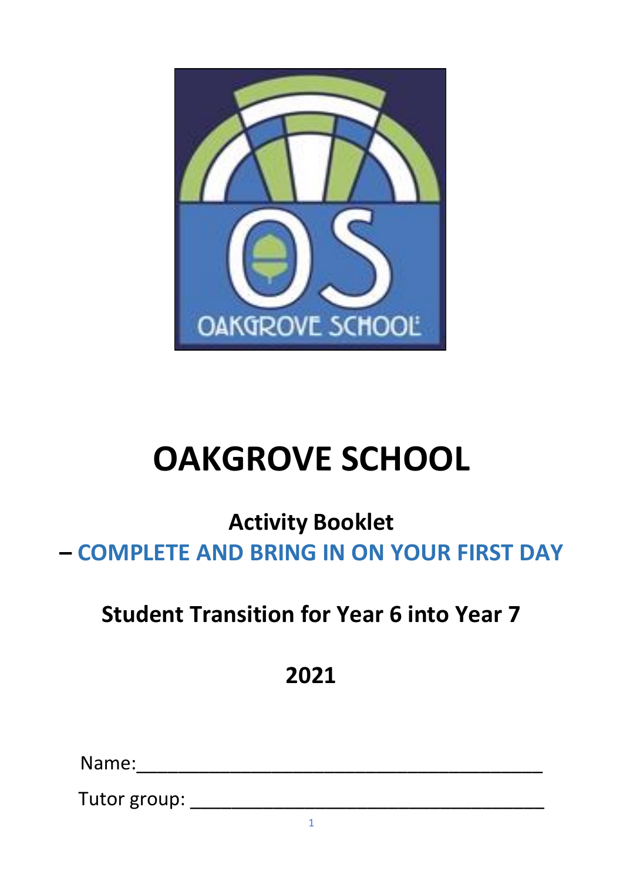# OAKGROVE SCHOOL

## Activity Booklet

## – COMPLETE AND BRING IN ON YOUR FIRST DAY

## Student Transition for Year 6 into Year 7

## 2021

Name:_______________________________________

Tutor group: ___________________________________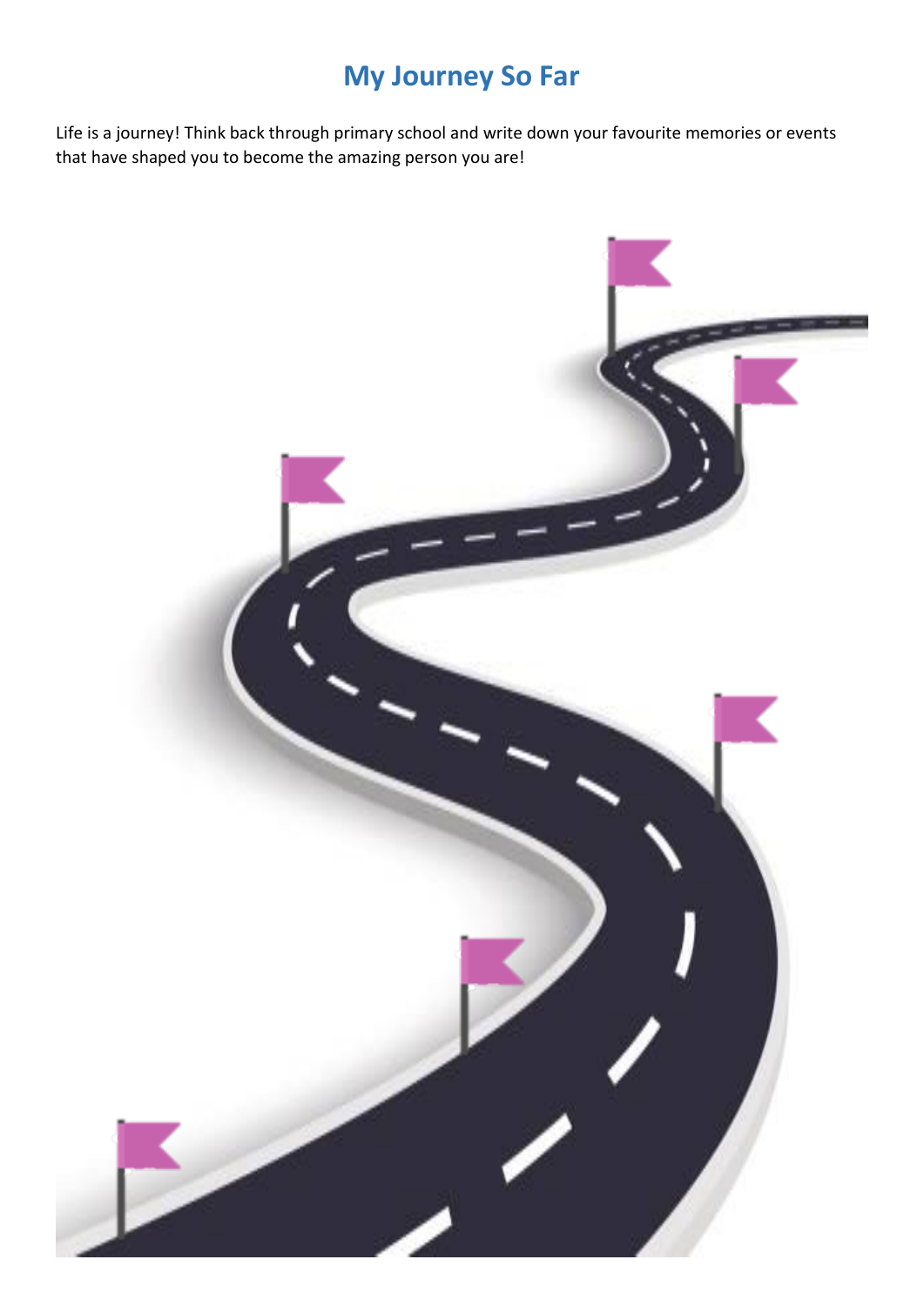# My Journey So Far

Life is a journey! Think back through primary school and write down your favourite memories or events that have shaped you to become the amazing person you are!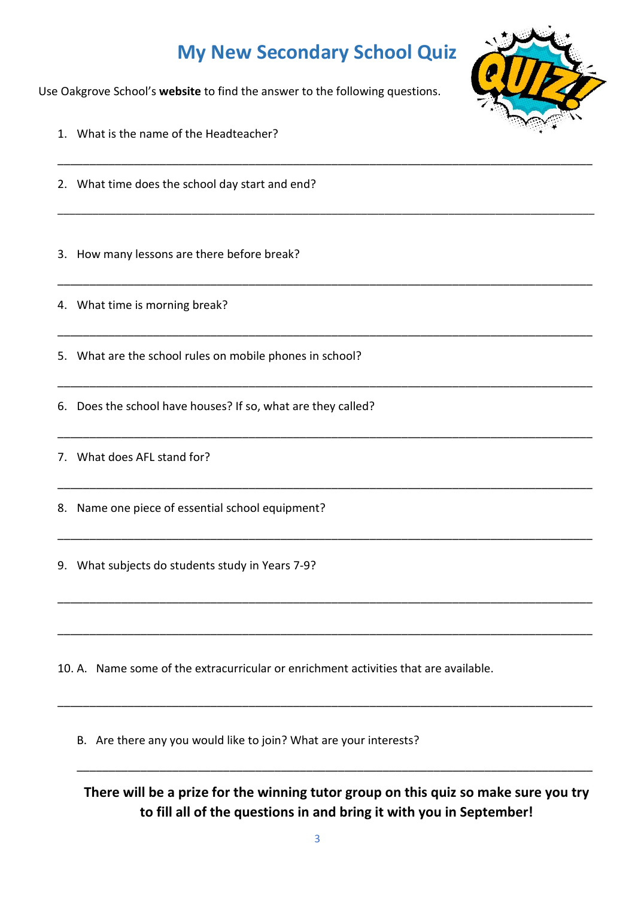# My New Secondary School Quiz

Use Oakgrove School's **website** to find the answer to the following questions.

1. What is the name of the Headteacher?

___________________________________________________________________________

2. What time does the school day start and end?

___________________________________________________________________________

3. How many lessons are there before break?

___________________________________________________________________________

4. What time is morning break?

___________________________________________________________________________

5. What are the school rules on mobile phones in school?

___________________________________________________________________________

6. Does the school have houses? If so, what are they called?

___________________________________________________________________________

7. What does AFL stand for?

___________________________________________________________________________

8. Name one piece of essential school equipment?

___________________________________________________________________________

9. What subjects do students study in Years 7-9?

___________________________________________________________________________

___________________________________________________________________________

10. A. Name some of the extracurricular or enrichment activities that are available.

___________________________________________________________________________

B. Are there any you would like to join? What are your interests?

___________________________________________________________________________

**There will be a prize for the winning tutor group on this quiz so make sure you try to fill all of the questions in and bring it with you in September!**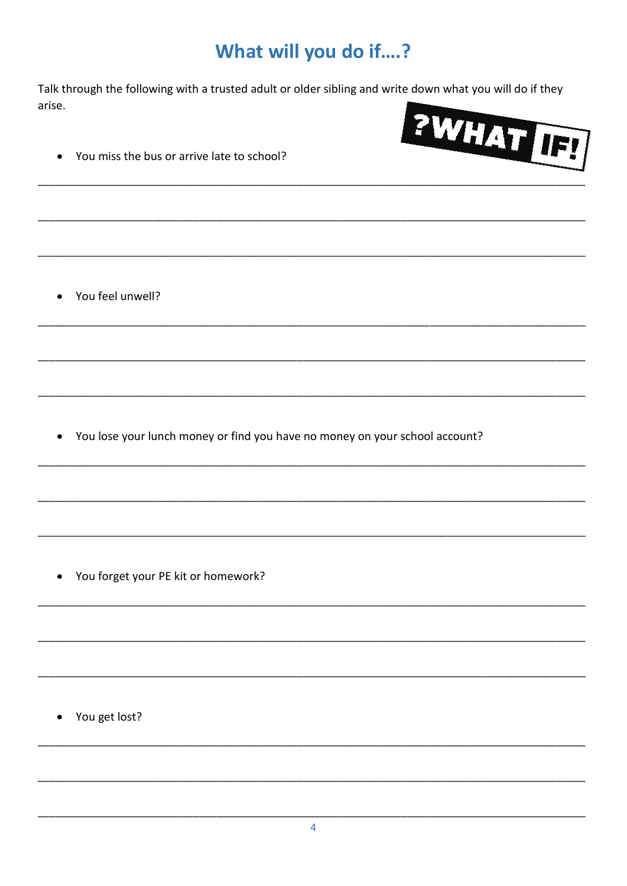# What will you do if….?

Talk through the following with a trusted adult or older sibling and write down what you will do if they arise.

- You miss the bus or arrive late to school?

______________________________________________________________________________

______________________________________________________________________________

______________________________________________________________________________

- You feel unwell?

______________________________________________________________________________

______________________________________________________________________________

______________________________________________________________________________

- You lose your lunch money or find you have no money on your school account?

______________________________________________________________________________

______________________________________________________________________________

______________________________________________________________________________

- You forget your PE kit or homework?

______________________________________________________________________________

______________________________________________________________________________

______________________________________________________________________________

- You get lost?

______________________________________________________________________________

______________________________________________________________________________

______________________________________________________________________________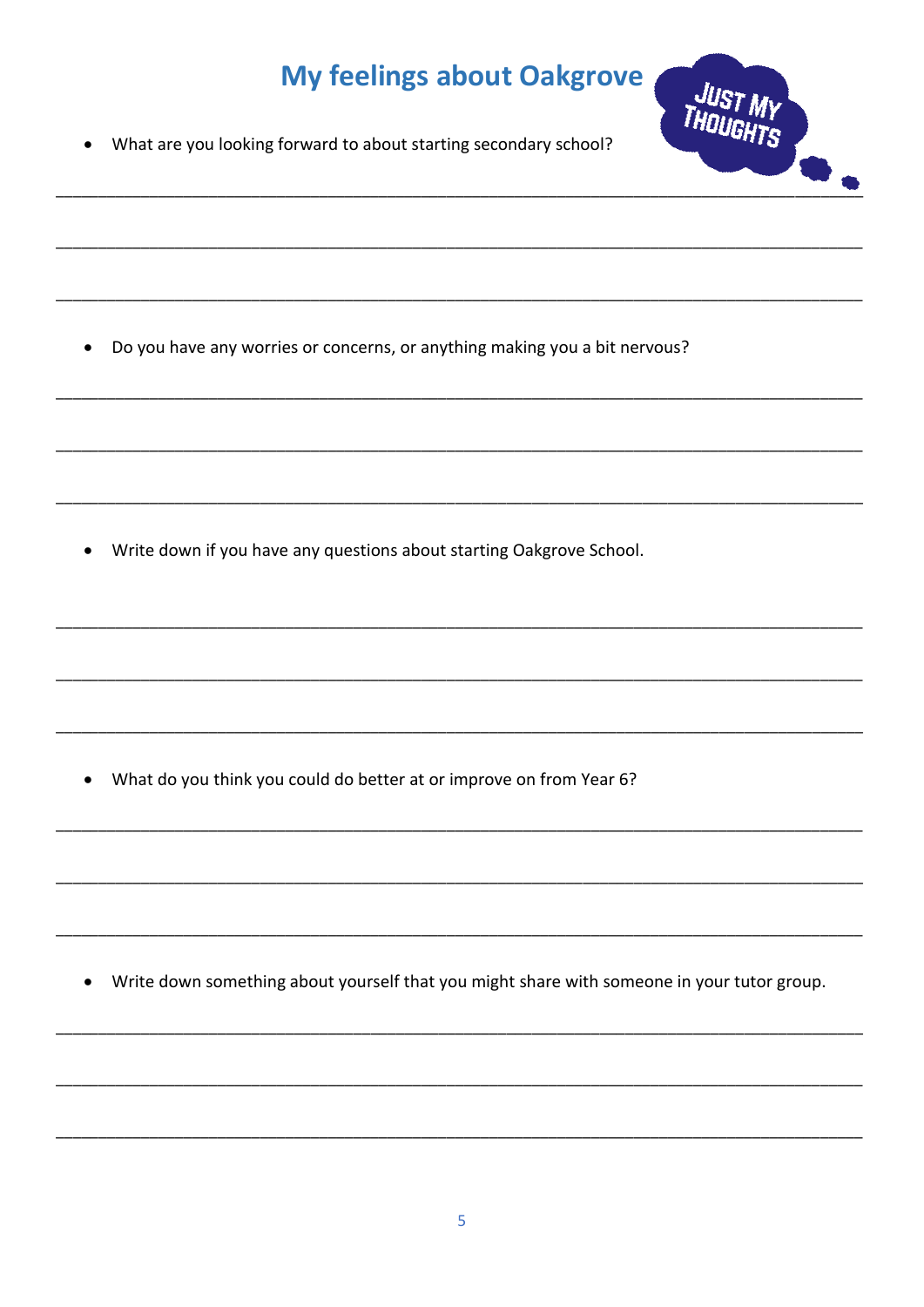# My feelings about Oakgrove

JUST MY THOUGHTS

- What are you looking forward to about starting secondary school?

___

___

___

- Do you have any worries or concerns, or anything making you a bit nervous?

___

___

___

- Write down if you have any questions about starting Oakgrove School.

___

___

___

- What do you think you could do better at or improve on from Year 6?

___

___

___

- Write down something about yourself that you might share with someone in your tutor group.

___

___

___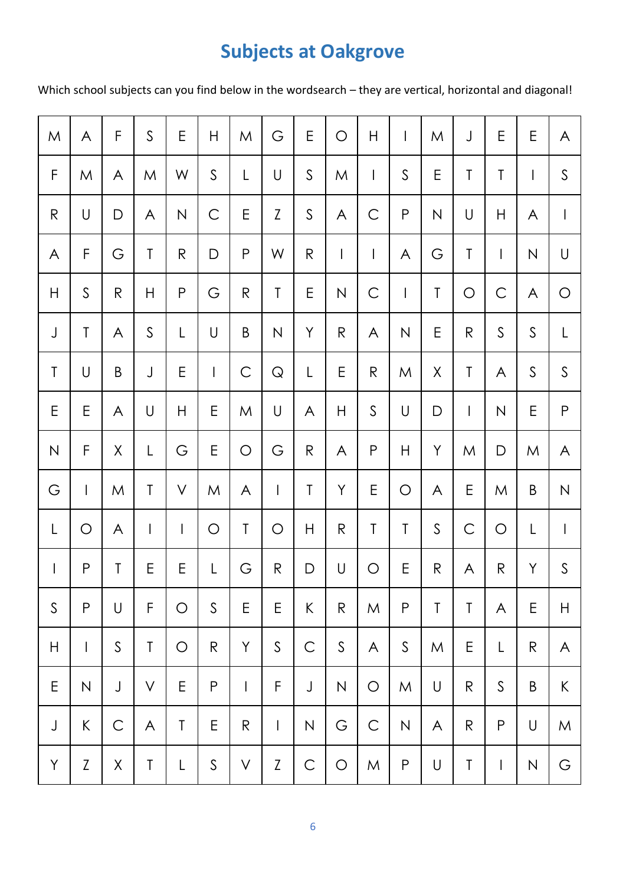# Subjects at Oakgrove

Which school subjects can you find below in the wordsearch – they are vertical, horizontal and diagonal!

| | | | | | | | | | | | | | | | | |
|---|---|---|---|---|---|---|---|---|---|---|---|---|---|---|---|---|
| M | A | F | S | E | H | M | G | E | O | H | I | M | J | E | E | A |
| F | M | A | M | W | S | L | U | S | M | I | S | E | T | T | I | S |
| R | U | D | A | N | C | E | Z | S | A | C | P | N | U | H | A | I |
| A | F | G | T | R | D | P | W | R | I | I | A | G | T | I | N | U |
| H | S | R | H | P | G | R | T | E | N | C | I | T | O | C | A | O |
| J | T | A | S | L | U | B | N | Y | R | A | N | E | R | S | S | L |
| T | U | B | J | E | I | C | Q | L | E | R | M | X | T | A | S | S |
| E | E | A | U | H | E | M | U | A | H | S | U | D | I | N | E | P |
| N | F | X | L | G | E | O | G | R | A | P | H | Y | M | D | M | A |
| G | I | M | T | V | M | A | I | T | Y | E | O | A | E | M | B | N |
| L | O | A | I | I | O | T | O | H | R | T | T | S | C | O | L | I |
| I | P | T | E | E | L | G | R | D | U | O | E | R | A | R | Y | S |
| S | P | U | F | O | S | E | E | K | R | M | P | T | T | A | E | H |
| H | I | S | T | O | R | Y | S | C | S | A | S | M | E | L | R | A |
| E | N | J | V | E | P | I | F | J | N | O | M | U | R | S | B | K |
| J | K | C | A | T | E | R | I | N | G | C | N | A | R | P | U | M |
| Y | Z | X | T | L | S | V | Z | C | O | M | P | U | T | I | N | G |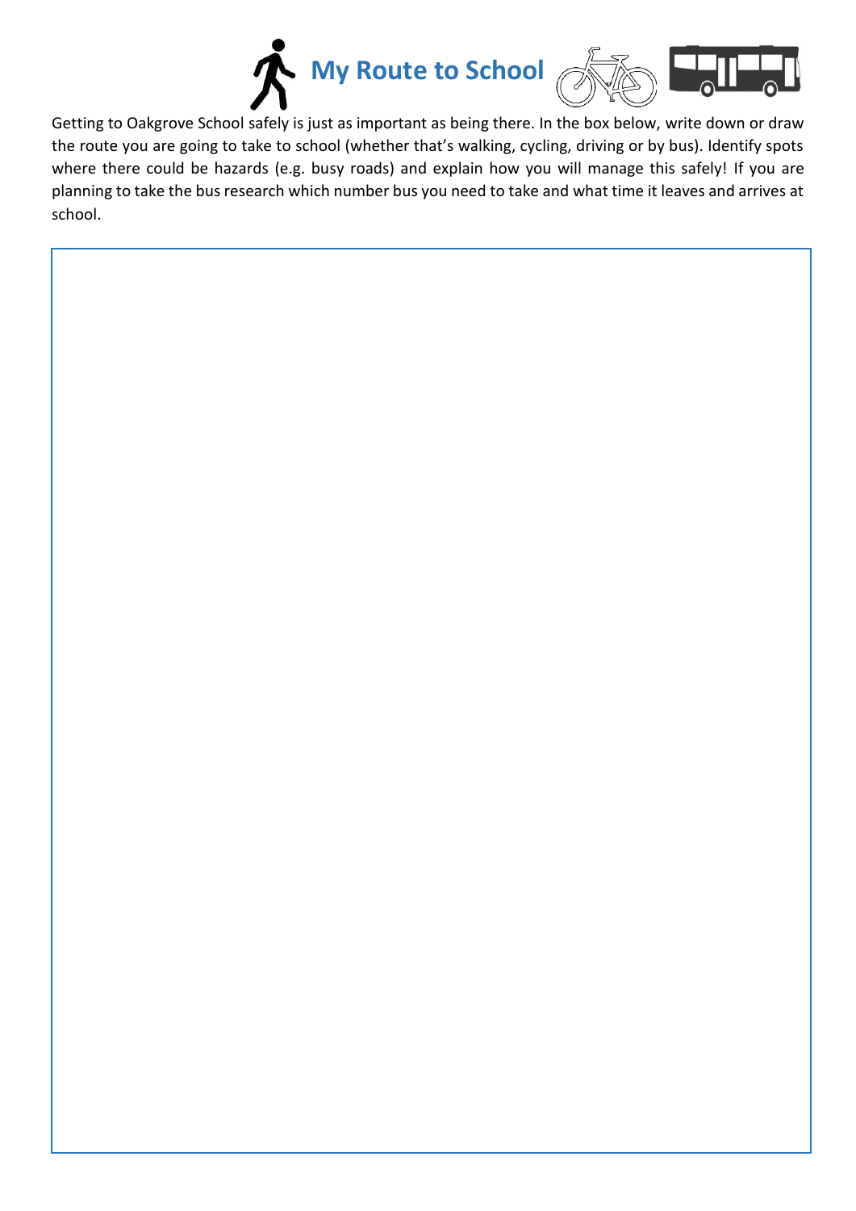# My Route to School

Getting to Oakgrove School safely is just as important as being there. In the box below, write down or draw the route you are going to take to school (whether that's walking, cycling, driving or by bus). Identify spots where there could be hazards (e.g. busy roads) and explain how you will manage this safely! If you are planning to take the bus research which number bus you need to take and what time it leaves and arrives at school.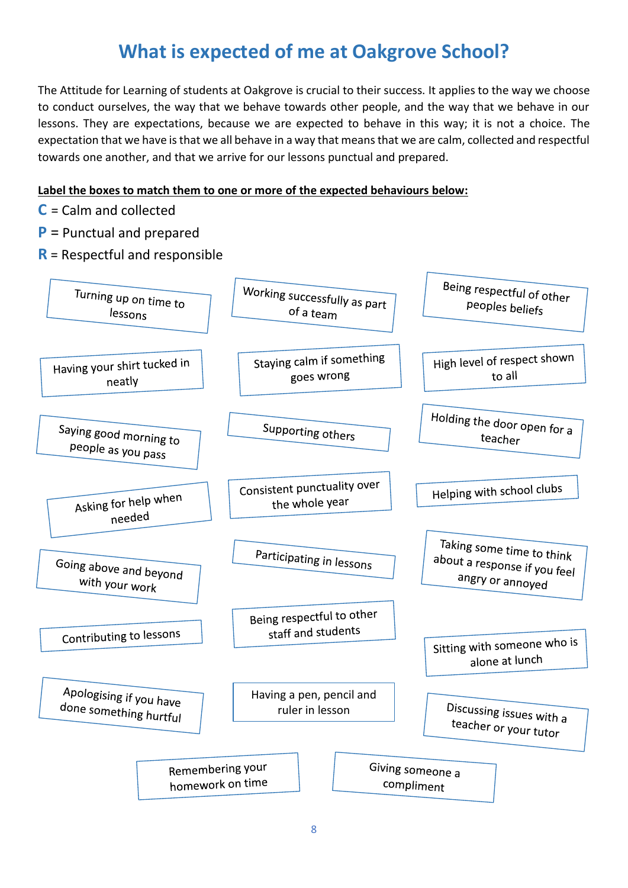# What is expected of me at Oakgrove School?

The Attitude for Learning of students at Oakgrove is crucial to their success. It applies to the way we choose to conduct ourselves, the way that we behave towards other people, and the way that we behave in our lessons. They are expectations, because we are expected to behave in this way; it is not a choice. The expectation that we have is that we all behave in a way that means that we are calm, collected and respectful towards one another, and that we arrive for our lessons punctual and prepared.

**Label the boxes to match them to one or more of the expected behaviours below:**

**C** = Calm and collected
**P** = Punctual and prepared
**R** = Respectful and responsible

- Turning up on time to lessons
- Working successfully as part of a team
- Being respectful of other peoples beliefs
- Having your shirt tucked in neatly
- Staying calm if something goes wrong
- High level of respect shown to all
- Saying good morning to people as you pass
- Supporting others
- Holding the door open for a teacher
- Asking for help when needed
- Consistent punctuality over the whole year
- Helping with school clubs
- Going above and beyond with your work
- Participating in lessons
- Taking some time to think about a response if you feel angry or annoyed
- Contributing to lessons
- Being respectful to other staff and students
- Sitting with someone who is alone at lunch
- Apologising if you have done something hurtful
- Having a pen, pencil and ruler in lesson
- Discussing issues with a teacher or your tutor
- Remembering your homework on time
- Giving someone a compliment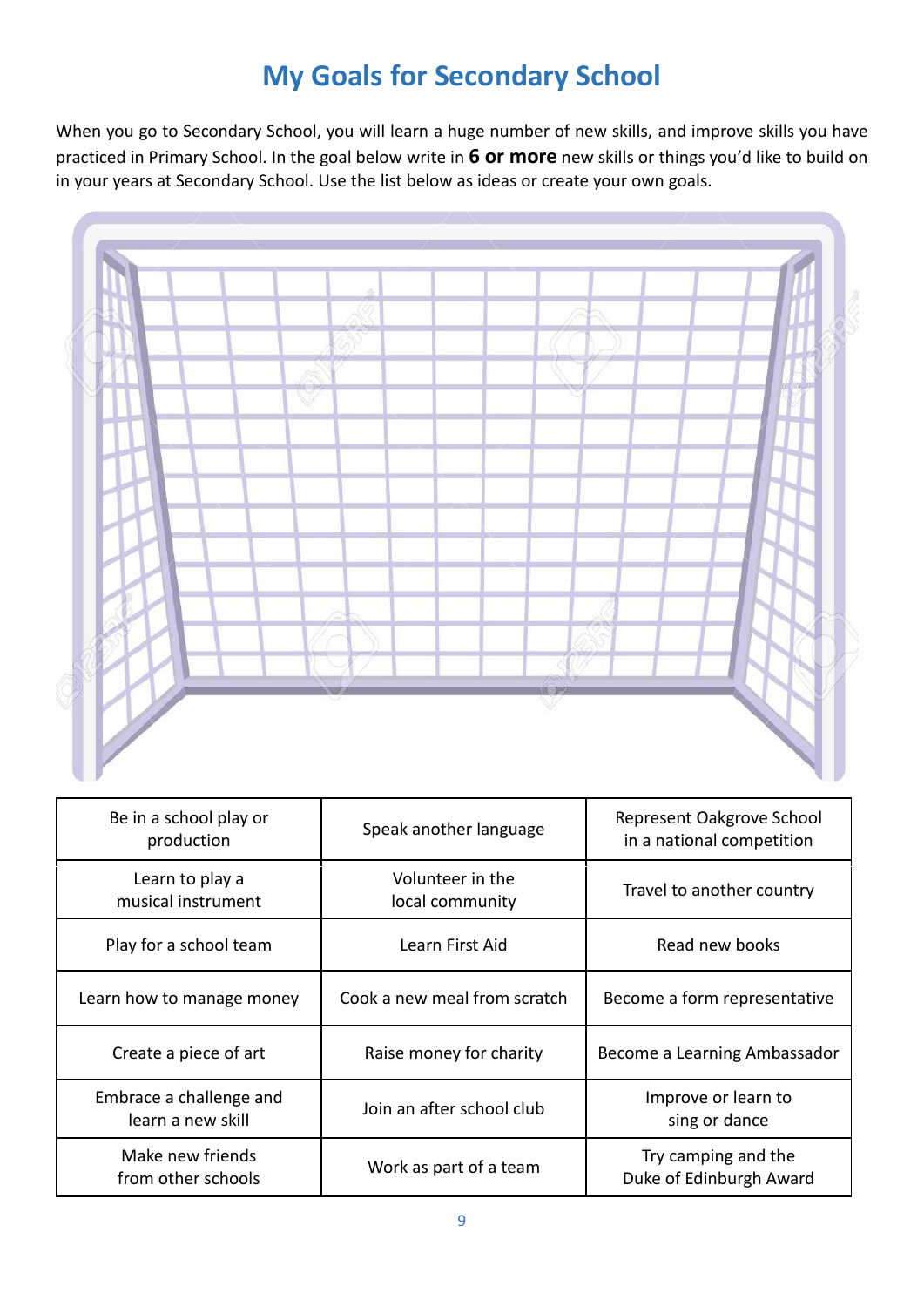# My Goals for Secondary School

When you go to Secondary School, you will learn a huge number of new skills, and improve skills you have practiced in Primary School. In the goal below write in **6 or more** new skills or things you'd like to build on in your years at Secondary School. Use the list below as ideas or create your own goals.

| | | |
|---|---|---|
| Be in a school play or production | Speak another language | Represent Oakgrove School in a national competition |
| Learn to play a musical instrument | Volunteer in the local community | Travel to another country |
| Play for a school team | Learn First Aid | Read new books |
| Learn how to manage money | Cook a new meal from scratch | Become a form representative |
| Create a piece of art | Raise money for charity | Become a Learning Ambassador |
| Embrace a challenge and learn a new skill | Join an after school club | Improve or learn to sing or dance |
| Make new friends from other schools | Work as part of a team | Try camping and the Duke of Edinburgh Award |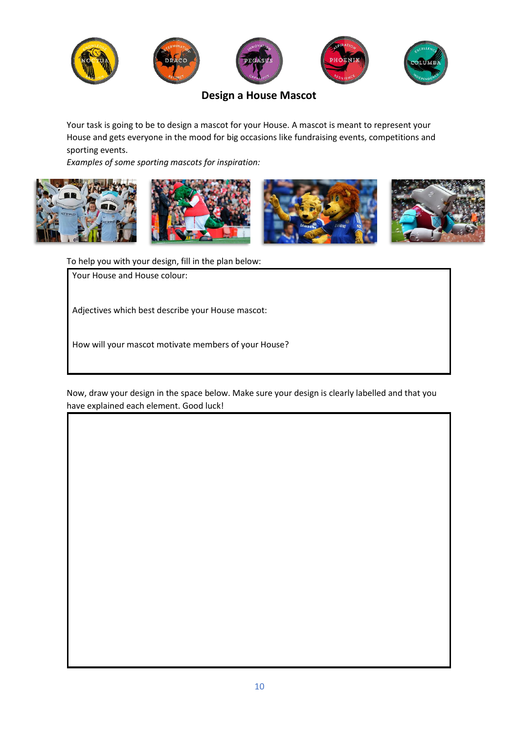## Design a House Mascot

Your task is going to be to design a mascot for your House. A mascot is meant to represent your House and gets everyone in the mood for big occasions like fundraising events, competitions and sporting events.

*Examples of some sporting mascots for inspiration:*

To help you with your design, fill in the plan below:

Your House and House colour:

Adjectives which best describe your House mascot:

How will your mascot motivate members of your House?

Now, draw your design in the space below. Make sure your design is clearly labelled and that you have explained each element. Good luck!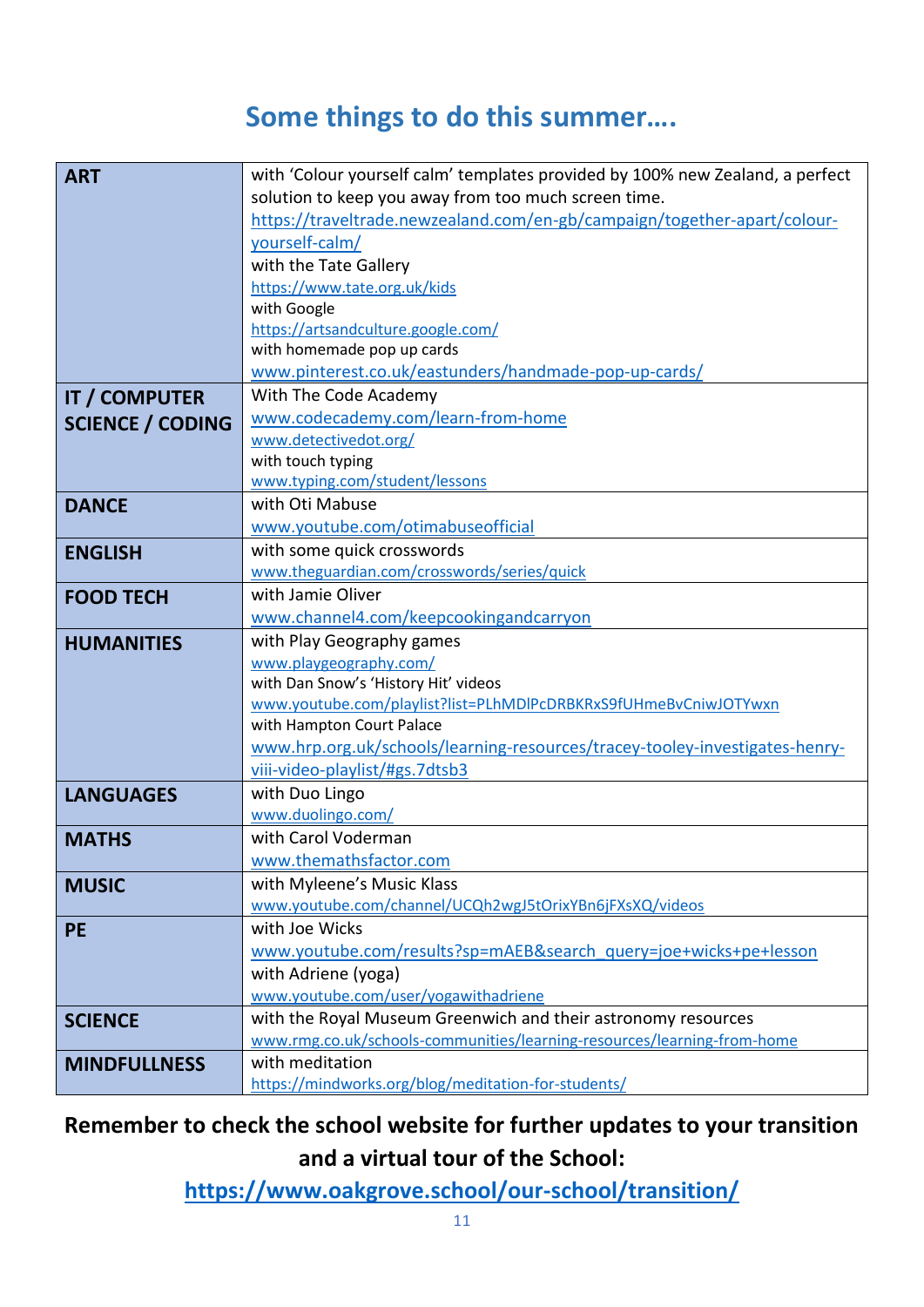# Some things to do this summer….

| | |
|---|---|
| **ART** | with 'Colour yourself calm' templates provided by 100% new Zealand, a perfect solution to keep you away from too much screen time.<br>https://traveltrade.newzealand.com/en-gb/campaign/together-apart/colour-yourself-calm/<br>with the Tate Gallery<br>https://www.tate.org.uk/kids<br>with Google<br>https://artsandculture.google.com/<br>with homemade pop up cards<br>www.pinterest.co.uk/eastunders/handmade-pop-up-cards/ |
| **IT / COMPUTER SCIENCE / CODING** | With The Code Academy<br>www.codecademy.com/learn-from-home<br>www.detectivedot.org/<br>with touch typing<br>www.typing.com/student/lessons |
| **DANCE** | with Oti Mabuse<br>www.youtube.com/otimabuseofficial |
| **ENGLISH** | with some quick crosswords<br>www.theguardian.com/crosswords/series/quick |
| **FOOD TECH** | with Jamie Oliver<br>www.channel4.com/keepcookingandcarryon |
| **HUMANITIES** | with Play Geography games<br>www.playgeography.com/<br>with Dan Snow's 'History Hit' videos<br>www.youtube.com/playlist?list=PLhMDlPcDRBKRxS9fUHmeBvCniwJOTYwxn<br>with Hampton Court Palace<br>www.hrp.org.uk/schools/learning-resources/tracey-tooley-investigates-henry-viii-video-playlist/#gs.7dtsb3 |
| **LANGUAGES** | with Duo Lingo<br>www.duolingo.com/ |
| **MATHS** | with Carol Voderman<br>www.themathsfactor.com |
| **MUSIC** | with Myleene's Music Klass<br>www.youtube.com/channel/UCQh2wgJ5tOrixYBn6jFXsXQ/videos |
| **PE** | with Joe Wicks<br>www.youtube.com/results?sp=mAEB&search_query=joe+wicks+pe+lesson<br>with Adriene (yoga)<br>www.youtube.com/user/yogawithadriene |
| **SCIENCE** | with the Royal Museum Greenwich and their astronomy resources<br>www.rmg.co.uk/schools-communities/learning-resources/learning-from-home |
| **MINDFULLNESS** | with meditation<br>https://mindworks.org/blog/meditation-for-students/ |

**Remember to check the school website for further updates to your transition and a virtual tour of the School:**

**https://www.oakgrove.school/our-school/transition/**